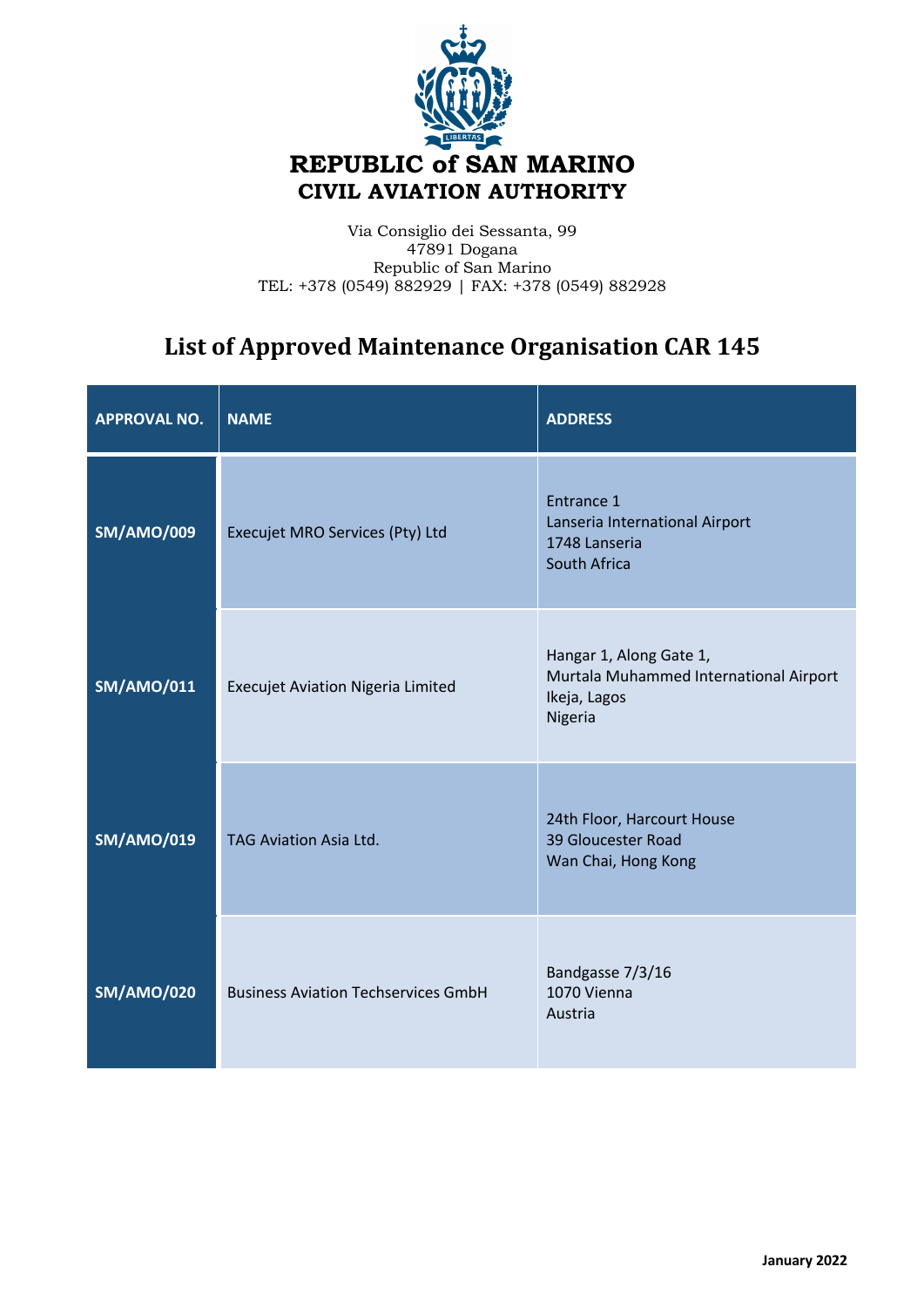# REPUBLIC of SAN MARINO
## CIVIL AVIATION AUTHORITY

Via Consiglio dei Sessanta, 99
47891 Dogana
Republic of San Marino
TEL: +378 (0549) 882929 | FAX: +378 (0549) 882928

## List of Approved Maintenance Organisation CAR 145

| APPROVAL NO. | NAME | ADDRESS |
|---|---|---|
| **SM/AMO/009** | Execujet MRO Services (Pty) Ltd | Entrance 1<br>Lanseria International Airport<br>1748 Lanseria<br>South Africa |
| **SM/AMO/011** | Execujet Aviation Nigeria Limited | Hangar 1, Along Gate 1,<br>Murtala Muhammed International Airport<br>Ikeja, Lagos<br>Nigeria |
| **SM/AMO/019** | TAG Aviation Asia Ltd. | 24th Floor, Harcourt House<br>39 Gloucester Road<br>Wan Chai, Hong Kong |
| **SM/AMO/020** | Business Aviation Techservices GmbH | Bandgasse 7/3/16<br>1070 Vienna<br>Austria |

**January 2022**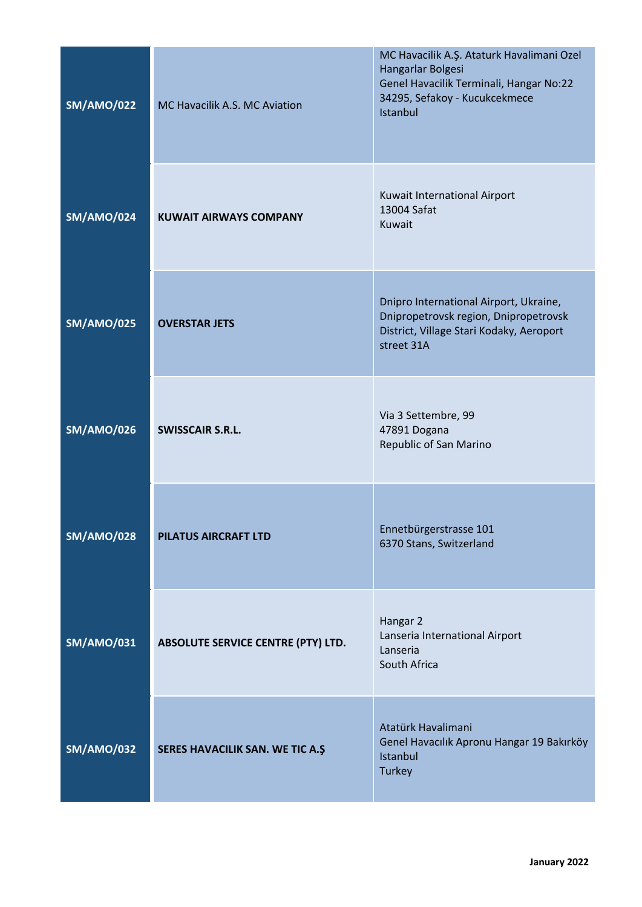| | | |
|---|---|---|
| **SM/AMO/022** | MC Havacilik A.S. MC Aviation | MC Havacilik A.Ş. Ataturk Havalimani Ozel Hangarlar Bolgesi<br>Genel Havacilik Terminali, Hangar No:22<br>34295, Sefakoy - Kucukcekmece<br>Istanbul |
| **SM/AMO/024** | **KUWAIT AIRWAYS COMPANY** | Kuwait International Airport<br>13004 Safat<br>Kuwait |
| **SM/AMO/025** | **OVERSTAR JETS** | Dnipro International Airport, Ukraine, Dnipropetrovsk region, Dnipropetrovsk District, Village Stari Kodaky, Aeroport street 31A |
| **SM/AMO/026** | **SWISSCAIR S.R.L.** | Via 3 Settembre, 99<br>47891 Dogana<br>Republic of San Marino |
| **SM/AMO/028** | **PILATUS AIRCRAFT LTD** | Ennetbürgerstrasse 101<br>6370 Stans, Switzerland |
| **SM/AMO/031** | **ABSOLUTE SERVICE CENTRE (PTY) LTD.** | Hangar 2<br>Lanseria International Airport<br>Lanseria<br>South Africa |
| **SM/AMO/032** | **SERES HAVACILIK SAN. WE TIC A.Ş** | Atatürk Havalimani<br>Genel Havacılık Apronu Hangar 19 Bakırköy<br>Istanbul<br>Turkey |

**January 2022**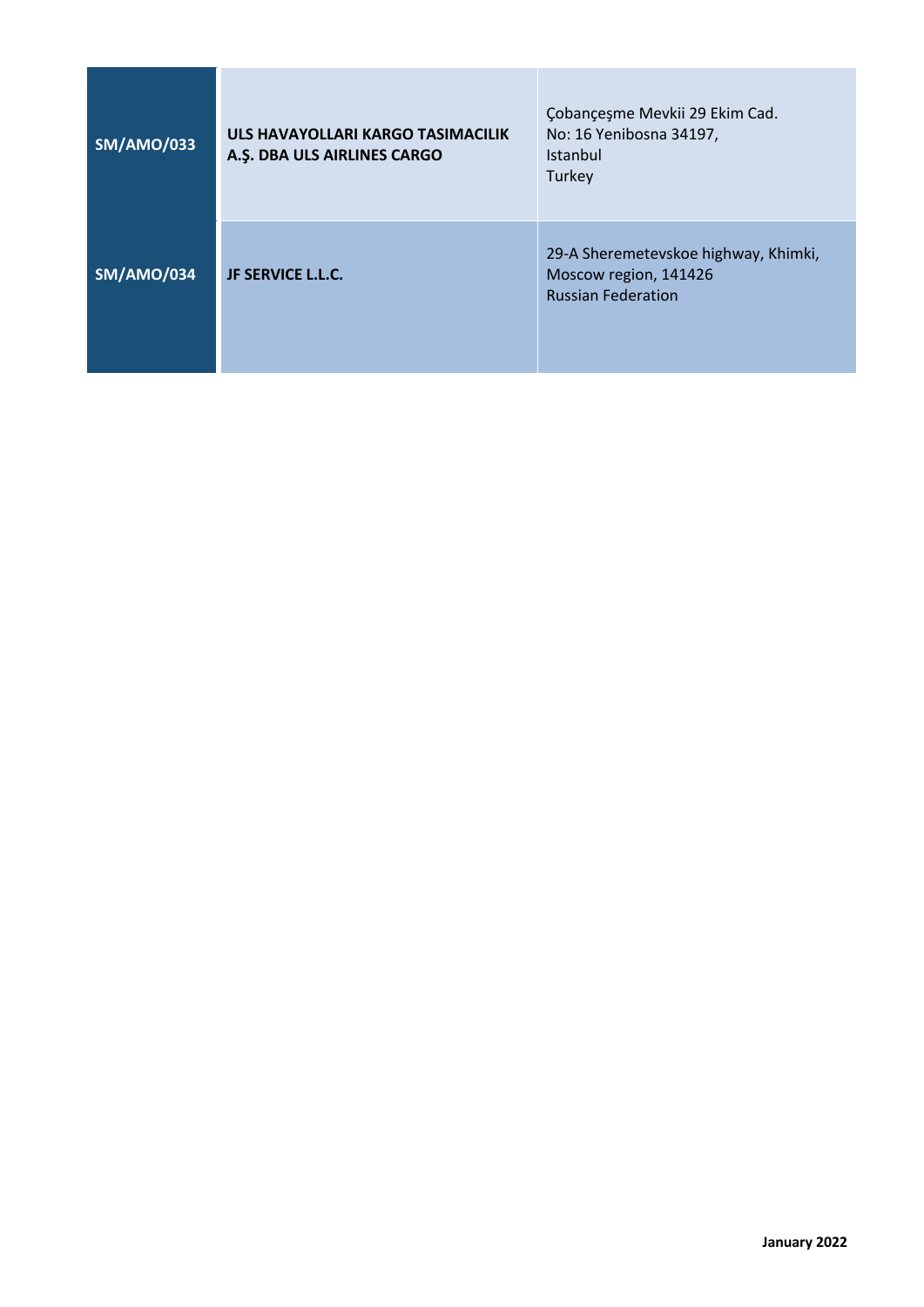| | | |
|---|---|---|
| **SM/AMO/033** | **ULS HAVAYOLLARI KARGO TASIMACILIK A.Ş. DBA ULS AIRLINES CARGO** | Çobançeşme Mevkii 29 Ekim Cad.<br>No: 16 Yenibosna 34197,<br>Istanbul<br>Turkey |
| **SM/AMO/034** | **JF SERVICE L.L.C.** | 29-A Sheremetevskoe highway, Khimki,<br>Moscow region, 141426<br>Russian Federation |

**January 2022**